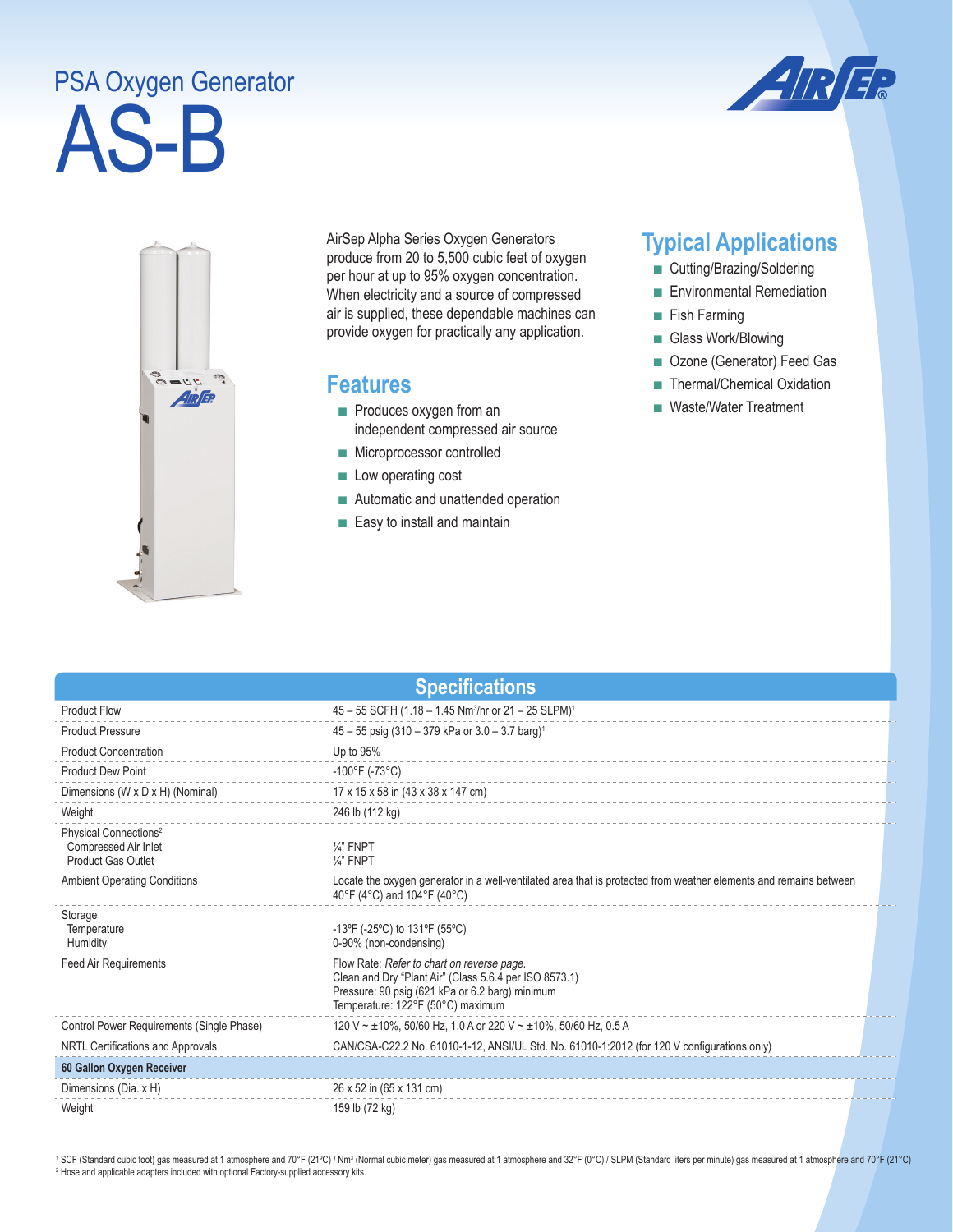# PSA Oxygen Generator

# AS-B

AirSep Alpha Series Oxygen Generators produce from 20 to 5,500 cubic feet of oxygen per hour at up to 95% oxygen concentration. When electricity and a source of compressed air is supplied, these dependable machines can provide oxygen for practically any application.

## Features

- Produces oxygen from an independent compressed air source
- Microprocessor controlled
- Low operating cost
- Automatic and unattended operation
- Easy to install and maintain

## Typical Applications

- Cutting/Brazing/Soldering
- Environmental Remediation
- Fish Farming
- Glass Work/Blowing
- Ozone (Generator) Feed Gas
- Thermal/Chemical Oxidation
- Waste/Water Treatment

## Specifications

| | |
|---|---|
| Product Flow | 45 – 55 SCFH (1.18 – 1.45 Nm³/hr or 21 – 25 SLPM)[1] |
| Product Pressure | 45 – 55 psig (310 – 379 kPa or 3.0 – 3.7 barg)[1] |
| Product Concentration | Up to 95% |
| Product Dew Point | -100°F (-73°C) |
| Dimensions (W x D x H) (Nominal) | 17 x 15 x 58 in (43 x 38 x 147 cm) |
| Weight | 246 lb (112 kg) |
| Physical Connections[2]<br>Compressed Air Inlet<br>Product Gas Outlet | <br>¼" FNPT<br>¼" FNPT |
| Ambient Operating Conditions | Locate the oxygen generator in a well-ventilated area that is protected from weather elements and remains between 40°F (4°C) and 104°F (40°C) |
| Storage<br>Temperature<br>Humidity | <br>-13ºF (-25ºC) to 131ºF (55ºC)<br>0-90% (non-condensing) |
| Feed Air Requirements | Flow Rate: *Refer to chart on reverse page.*<br>Clean and Dry "Plant Air" (Class 5.6.4 per ISO 8573.1)<br>Pressure: 90 psig (621 kPa or 6.2 barg) minimum<br>Temperature: 122°F (50°C) maximum |
| Control Power Requirements (Single Phase) | 120 V ~ ±10%, 50/60 Hz, 1.0 A or 220 V ~ ±10%, 50/60 Hz, 0.5 A |
| NRTL Certifications and Approvals | CAN/CSA-C22.2 No. 61010-1-12, ANSI/UL Std. No. 61010-1:2012 (for 120 V configurations only) |
| **60 Gallon Oxygen Receiver** | |
| Dimensions (Dia. x H) | 26 x 52 in (65 x 131 cm) |
| Weight | 159 lb (72 kg) |

[1] SCF (Standard cubic foot) gas measured at 1 atmosphere and 70°F (21ºC) / Nm³ (Normal cubic meter) gas measured at 1 atmosphere and 32°F (0°C) / SLPM (Standard liters per minute) gas measured at 1 atmosphere and 70°F (21°C)

[2] Hose and applicable adapters included with optional Factory-supplied accessory kits.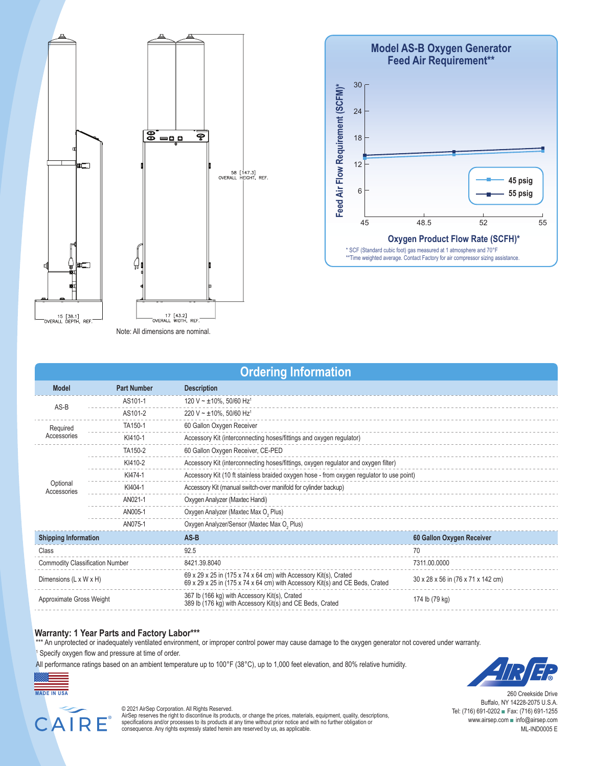15 [38.1]
OVERALL DEPTH, REF.

17 [43.2]
OVERALL WIDTH, REF.

58 [147.3]
OVERALL HEIGHT, REF.

Note: All dimensions are nominal.

**Model AS-B Oxygen Generator**
**Feed Air Requirement****

Feed Air Flow Requirement (SCFM)*

30
24
18
12
6

45
48.5
52
55

45 psig
55 psig

Oxygen Product Flow Rate (SCFH)*

\* SCF (Standard cubic foot) gas measured at 1 atmosphere and 70°F
**Time weighted average. Contact Factory for air compressor sizing assistance.

## Ordering Information

| Model | Part Number | Description |
|---|---|---|
| AS-B | AS101-1 | 120 V ~ ±10%, 50/60 Hz[1] |
| | AS101-2 | 220 V ~ ±10%, 50/60 Hz[1] |
| Required Accessories | TA150-1 | 60 Gallon Oxygen Receiver |
| | KI410-1 | Accessory Kit (interconnecting hoses/fittings and oxygen regulator) |
| Optional Accessories | TA150-2 | 60 Gallon Oxygen Receiver, CE-PED |
| | KI410-2 | Accessory Kit (interconnecting hoses/fittings, oxygen regulator and oxygen filter) |
| | KI474-1 | Accessory Kit (10 ft stainless braided oxygen hose - from oxygen regulator to use point) |
| | KI404-1 | Accessory Kit (manual switch-over manifold for cylinder backup) |
| | AN021-1 | Oxygen Analyzer (Maxtec Handi) |
| | AN005-1 | Oxygen Analyzer (Maxtec Max $O_2$ Plus) |
| | AN075-1 | Oxygen Analyzer/Sensor (Maxtec Max $O_2$ Plus) |

| Shipping Information | AS-B | 60 Gallon Oxygen Receiver |
|---|---|---|
| Class | 92.5 | 70 |
| Commodity Classification Number | 8421.39.8040 | 7311.00.0000 |
| Dimensions (L x W x H) | 69 x 29 x 25 in (175 x 74 x 64 cm) with Accessory Kit(s), Crated<br>69 x 29 x 25 in (175 x 74 x 64 cm) with Accessory Kit(s) and CE Beds, Crated | 30 x 28 x 56 in (76 x 71 x 142 cm) |
| Approximate Gross Weight | 367 lb (166 kg) with Accessory Kit(s), Crated<br>389 lb (176 kg) with Accessory Kit(s) and CE Beds, Crated | 174 lb (79 kg) |

**Warranty: 1 Year Parts and Factory Labor*****

*** An unprotected or inadequately ventilated environment, or improper control power may cause damage to the oxygen generator not covered under warranty.

[1] Specify oxygen flow and pressure at time of order.

All performance ratings based on an ambient temperature up to 100°F (38°C), up to 1,000 feet elevation, and 80% relative humidity.

MADE IN USA

CAIRE®

© 2021 AirSep Corporation. All Rights Reserved.
AirSep reserves the right to discontinue its products, or change the prices, materials, equipment, quality, descriptions, specifications and/or processes to its products at any time without prior notice and with no further obligation or consequence. Any rights expressly stated herein are reserved by us, as applicable.

AIRSEP®

260 Creekside Drive
Buffalo, NY 14228-2075 U.S.A.
Tel: (716) 691-0202 ■ Fax: (716) 691-1255
www.airsep.com ■ info@airsep.com
ML-IND0005 E